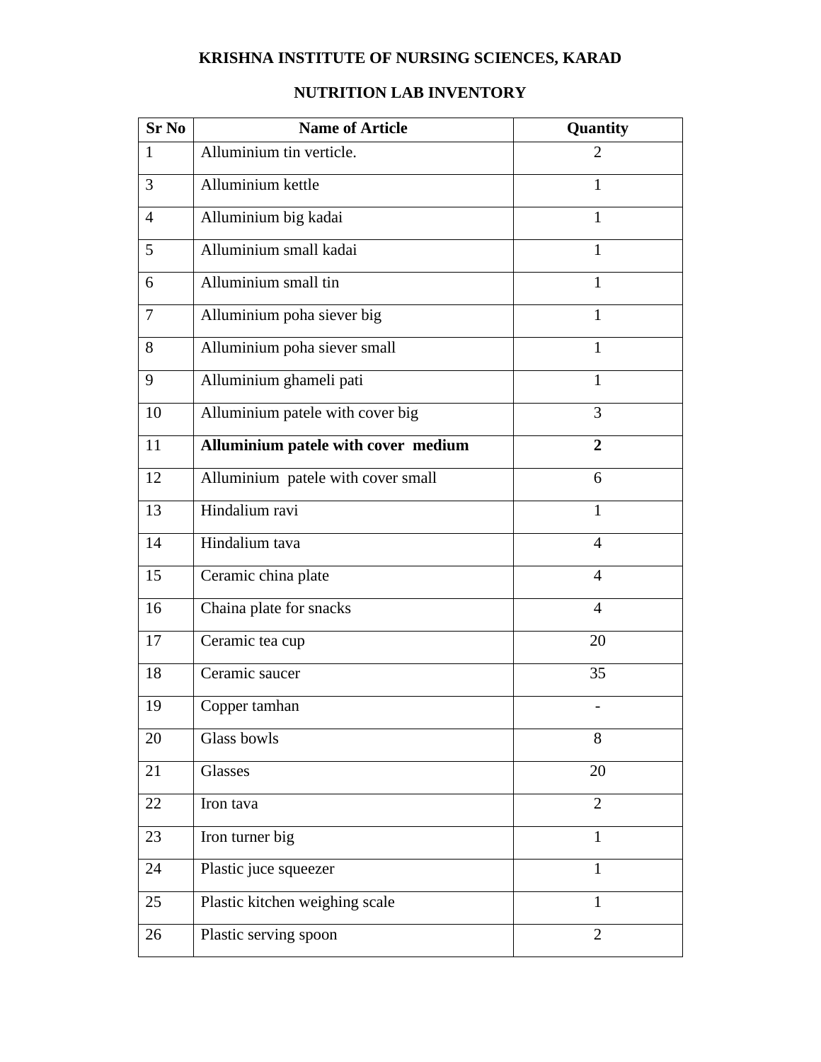# KRISHNA INSTITUTE OF NURSING SCIENCES, KARAD

## NUTRITION LAB INVENTORY

| Sr No | Name of Article | Quantity |
|---|---|---|
| 1 | Alluminium tin verticle. | 2 |
| 3 | Alluminium kettle | 1 |
| 4 | Alluminium big kadai | 1 |
| 5 | Alluminium small kadai | 1 |
| 6 | Alluminium small tin | 1 |
| 7 | Alluminium poha siever big | 1 |
| 8 | Alluminium poha siever small | 1 |
| 9 | Alluminium ghameli pati | 1 |
| 10 | Alluminium patele with cover big | 3 |
| 11 | **Alluminium patele with cover medium** | **2** |
| 12 | Alluminium patele with cover small | 6 |
| 13 | Hindalium ravi | 1 |
| 14 | Hindalium tava | 4 |
| 15 | Ceramic china plate | 4 |
| 16 | Chaina plate for snacks | 4 |
| 17 | Ceramic tea cup | 20 |
| 18 | Ceramic saucer | 35 |
| 19 | Copper tamhan | - |
| 20 | Glass bowls | 8 |
| 21 | Glasses | 20 |
| 22 | Iron tava | 2 |
| 23 | Iron turner big | 1 |
| 24 | Plastic juce squeezer | 1 |
| 25 | Plastic kitchen weighing scale | 1 |
| 26 | Plastic serving spoon | 2 |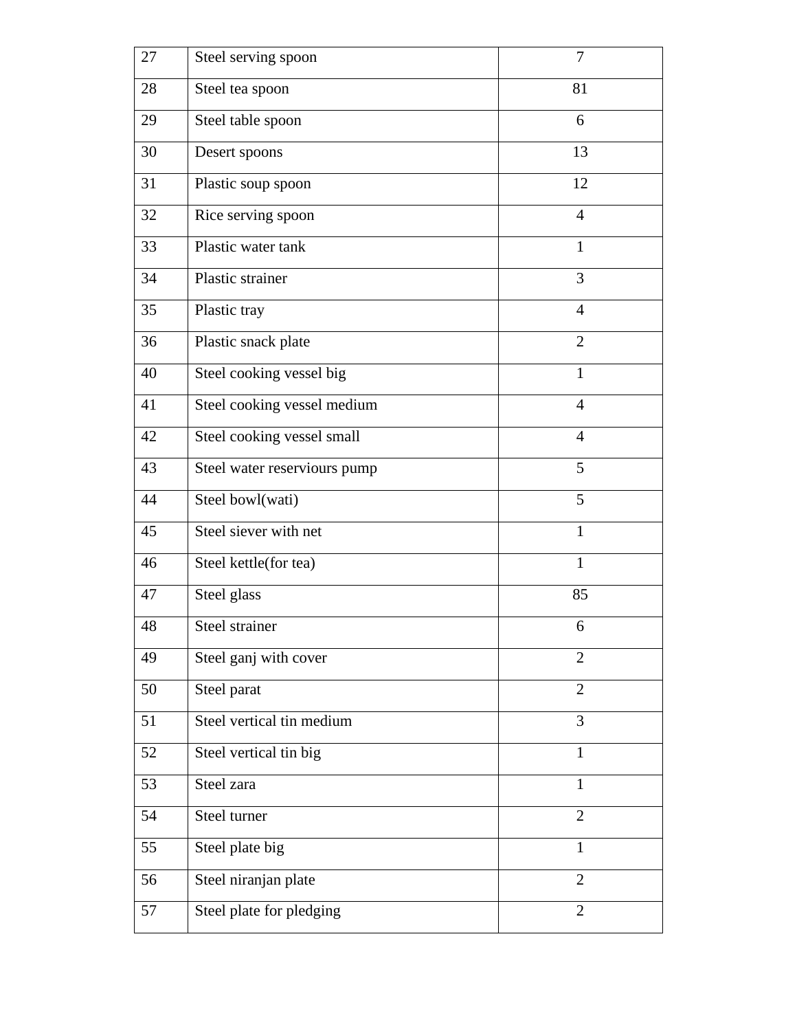| 27 | Steel serving spoon | 7 |
|---|---|---|
| 28 | Steel tea spoon | 81 |
| 29 | Steel table spoon | 6 |
| 30 | Desert spoons | 13 |
| 31 | Plastic soup spoon | 12 |
| 32 | Rice serving spoon | 4 |
| 33 | Plastic water tank | 1 |
| 34 | Plastic strainer | 3 |
| 35 | Plastic tray | 4 |
| 36 | Plastic snack plate | 2 |
| 40 | Steel cooking vessel big | 1 |
| 41 | Steel cooking vessel medium | 4 |
| 42 | Steel cooking vessel small | 4 |
| 43 | Steel water reserviours pump | 5 |
| 44 | Steel bowl(wati) | 5 |
| 45 | Steel siever with net | 1 |
| 46 | Steel kettle(for tea) | 1 |
| 47 | Steel glass | 85 |
| 48 | Steel strainer | 6 |
| 49 | Steel ganj with cover | 2 |
| 50 | Steel parat | 2 |
| 51 | Steel vertical tin medium | 3 |
| 52 | Steel vertical tin big | 1 |
| 53 | Steel zara | 1 |
| 54 | Steel turner | 2 |
| 55 | Steel plate big | 1 |
| 56 | Steel niranjan plate | 2 |
| 57 | Steel plate for pledging | 2 |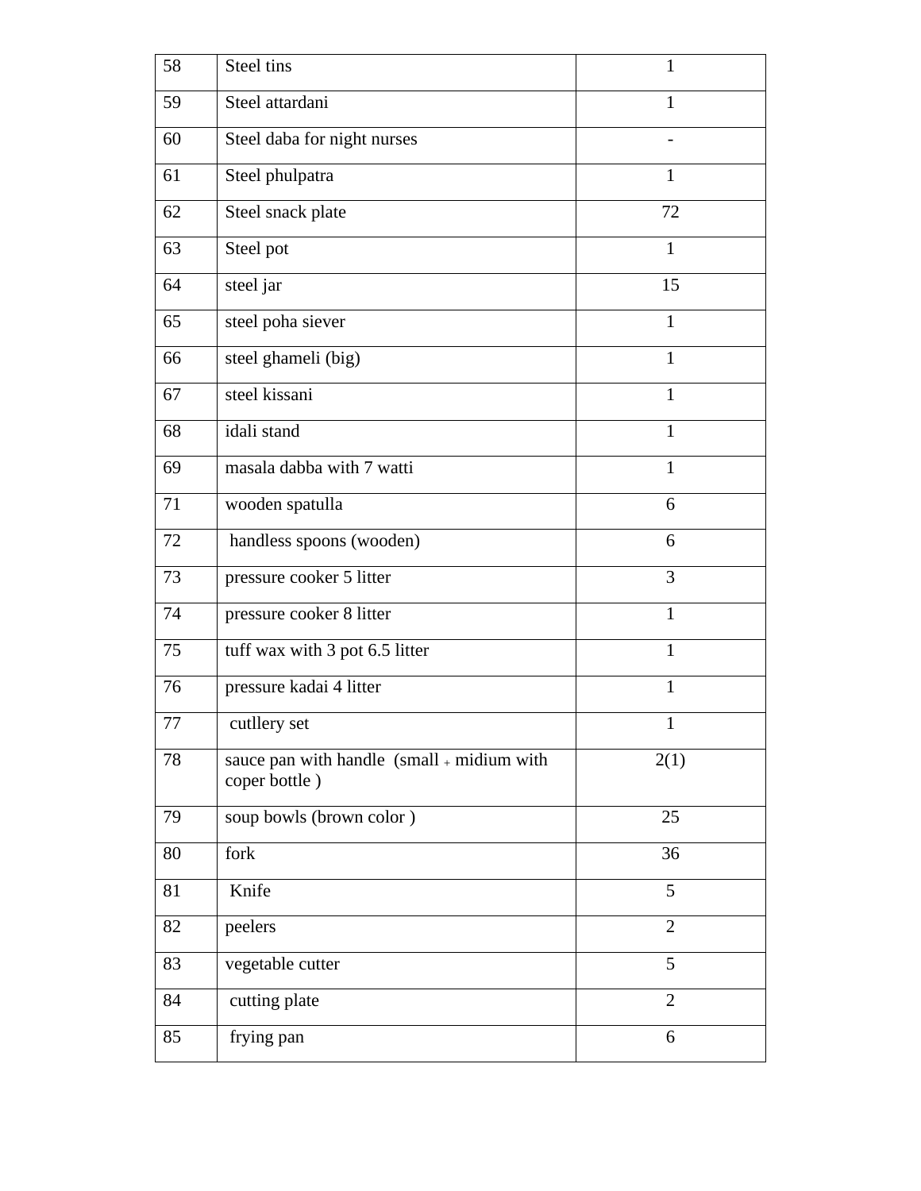| 58 | Steel tins | 1 |
|---|---|---|
| 59 | Steel attardani | 1 |
| 60 | Steel daba for night nurses | - |
| 61 | Steel phulpatra | 1 |
| 62 | Steel snack plate | 72 |
| 63 | Steel pot | 1 |
| 64 | steel jar | 15 |
| 65 | steel poha siever | 1 |
| 66 | steel ghameli (big) | 1 |
| 67 | steel kissani | 1 |
| 68 | idali stand | 1 |
| 69 | masala dabba with 7 watti | 1 |
| 71 | wooden spatulla | 6 |
| 72 | handless spoons (wooden) | 6 |
| 73 | pressure cooker 5 litter | 3 |
| 74 | pressure cooker 8 litter | 1 |
| 75 | tuff wax with 3 pot 6.5 litter | 1 |
| 76 | pressure kadai 4 litter | 1 |
| 77 | cutllery set | 1 |
| 78 | sauce pan with handle (small + midium with coper bottle ) | 2(1) |
| 79 | soup bowls (brown color ) | 25 |
| 80 | fork | 36 |
| 81 | Knife | 5 |
| 82 | peelers | 2 |
| 83 | vegetable cutter | 5 |
| 84 | cutting plate | 2 |
| 85 | frying pan | 6 |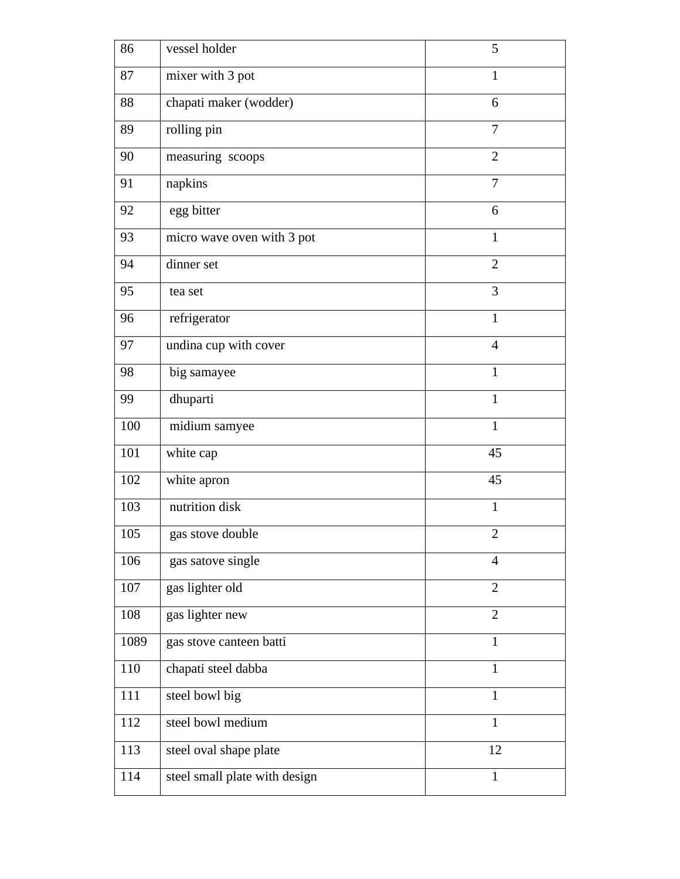| 86 | vessel holder | 5 |
|---|---|---|
| 87 | mixer with 3 pot | 1 |
| 88 | chapati maker (wodder) | 6 |
| 89 | rolling pin | 7 |
| 90 | measuring scoops | 2 |
| 91 | napkins | 7 |
| 92 | egg bitter | 6 |
| 93 | micro wave oven with 3 pot | 1 |
| 94 | dinner set | 2 |
| 95 | tea set | 3 |
| 96 | refrigerator | 1 |
| 97 | undina cup with cover | 4 |
| 98 | big samayee | 1 |
| 99 | dhuparti | 1 |
| 100 | midium samyee | 1 |
| 101 | white cap | 45 |
| 102 | white apron | 45 |
| 103 | nutrition disk | 1 |
| 105 | gas stove double | 2 |
| 106 | gas satove single | 4 |
| 107 | gas lighter old | 2 |
| 108 | gas lighter new | 2 |
| 1089 | gas stove canteen batti | 1 |
| 110 | chapati steel dabba | 1 |
| 111 | steel bowl big | 1 |
| 112 | steel bowl medium | 1 |
| 113 | steel oval shape plate | 12 |
| 114 | steel small plate with design | 1 |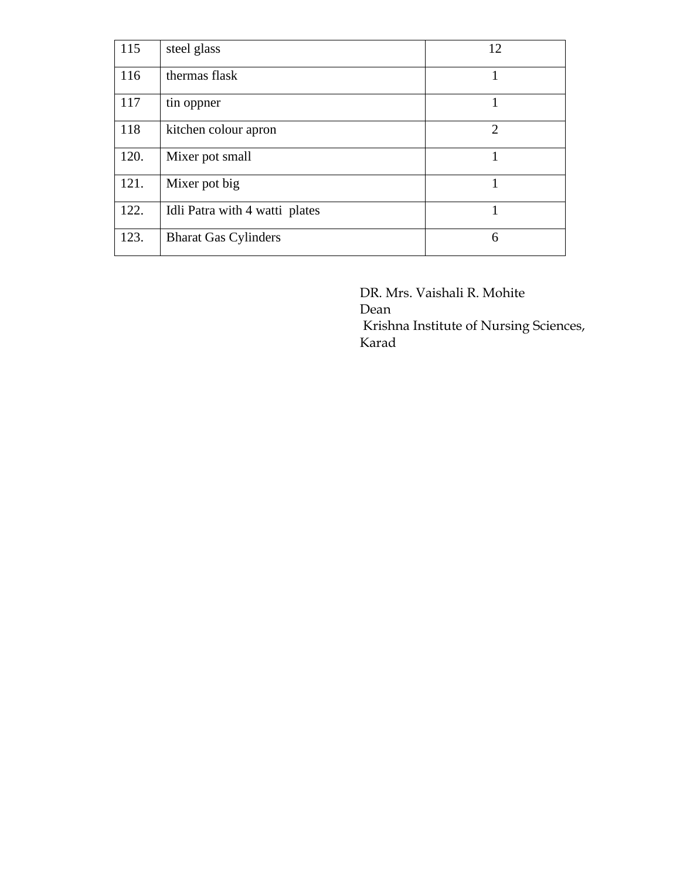| | | |
|---|---|---|
| 115 | steel glass | 12 |
| 116 | thermas flask | 1 |
| 117 | tin oppner | 1 |
| 118 | kitchen colour apron | 2 |
| 120. | Mixer pot small | 1 |
| 121. | Mixer pot big | 1 |
| 122. | Idli Patra with 4 watti plates | 1 |
| 123. | Bharat Gas Cylinders | 6 |

DR. Mrs. Vaishali R. Mohite
Dean
Krishna Institute of Nursing Sciences,
Karad